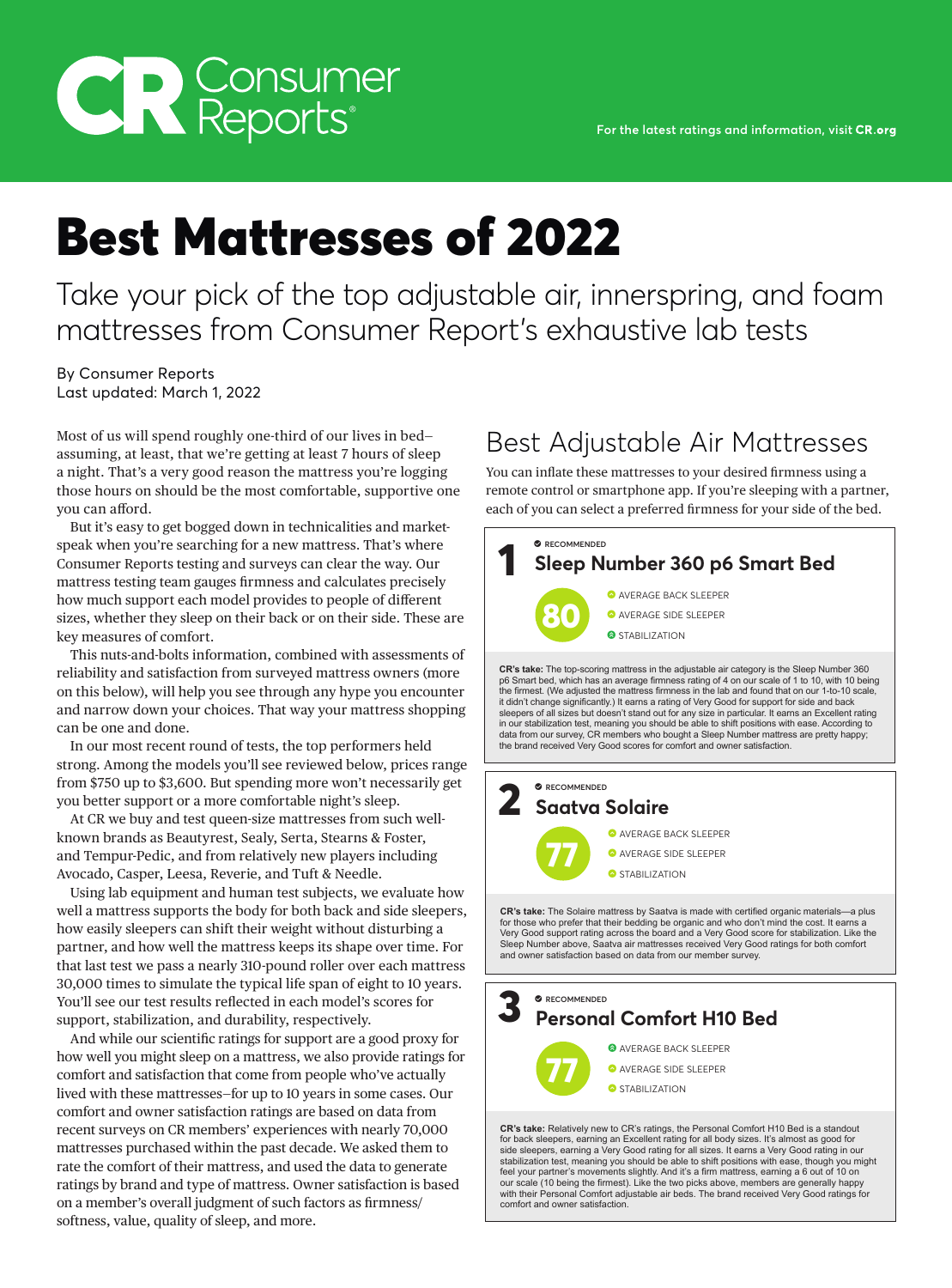Consumer Reports

For the latest ratings and information, visit CR.org

# Best Mattresses of 2022

Take your pick of the top adjustable air, innerspring, and foam mattresses from Consumer Report's exhaustive lab tests

By Consumer Reports
Last updated: March 1, 2022

Most of us will spend roughly one-third of our lives in bed–assuming, at least, that we're getting at least 7 hours of sleep a night. That's a very good reason the mattress you're logging those hours on should be the most comfortable, supportive one you can afford.

But it's easy to get bogged down in technicalities and market-speak when you're searching for a new mattress. That's where Consumer Reports testing and surveys can clear the way. Our mattress testing team gauges firmness and calculates precisely how much support each model provides to people of different sizes, whether they sleep on their back or on their side. These are key measures of comfort.

This nuts-and-bolts information, combined with assessments of reliability and satisfaction from surveyed mattress owners (more on this below), will help you see through any hype you encounter and narrow down your choices. That way your mattress shopping can be one and done.

In our most recent round of tests, the top performers held strong. Among the models you'll see reviewed below, prices range from $750 up to $3,600. But spending more won't necessarily get you better support or a more comfortable night's sleep.

At CR we buy and test queen-size mattresses from such well-known brands as Beautyrest, Sealy, Serta, Stearns & Foster, and Tempur-Pedic, and from relatively new players including Avocado, Casper, Leesa, Reverie, and Tuft & Needle.

Using lab equipment and human test subjects, we evaluate how well a mattress supports the body for both back and side sleepers, how easily sleepers can shift their weight without disturbing a partner, and how well the mattress keeps its shape over time. For that last test we pass a nearly 310-pound roller over each mattress 30,000 times to simulate the typical life span of eight to 10 years. You'll see our test results reflected in each model's scores for support, stabilization, and durability, respectively.

And while our scientific ratings for support are a good proxy for how well you might sleep on a mattress, we also provide ratings for comfort and satisfaction that come from people who've actually lived with these mattresses–for up to 10 years in some cases. Our comfort and owner satisfaction ratings are based on data from recent surveys on CR members' experiences with nearly 70,000 mattresses purchased within the past decade. We asked them to rate the comfort of their mattress, and used the data to generate ratings by brand and type of mattress. Owner satisfaction is based on a member's overall judgment of such factors as firmness/softness, value, quality of sleep, and more.

## Best Adjustable Air Mattresses

You can inflate these mattresses to your desired firmness using a remote control or smartphone app. If you're sleeping with a partner, each of you can select a preferred firmness for your side of the bed.

### 1 Sleep Number 360 p6 Smart Bed

RECOMMENDED

80

- AVERAGE BACK SLEEPER
- AVERAGE SIDE SLEEPER
- STABILIZATION

**CR's take:** The top-scoring mattress in the adjustable air category is the Sleep Number 360 p6 Smart bed, which has an average firmness rating of 4 on our scale of 1 to 10, with 10 being the firmest. (We adjusted the mattress firmness in the lab and found that on our 1-to-10 scale, it didn't change significantly.) It earns a rating of Very Good for support for side and back sleepers of all sizes but doesn't stand out for any size in particular. It earns an Excellent rating in our stabilization test, meaning you should be able to shift positions with ease. According to data from our survey, CR members who bought a Sleep Number mattress are pretty happy; the brand received Very Good scores for comfort and owner satisfaction.

### 2 Saatva Solaire

RECOMMENDED

77

- AVERAGE BACK SLEEPER
- AVERAGE SIDE SLEEPER
- STABILIZATION

**CR's take:** The Solaire mattress by Saatva is made with certified organic materials—a plus for those who prefer that their bedding be organic and who don't mind the cost. It earns a Very Good support rating across the board and a Very Good score for stabilization. Like the Sleep Number above, Saatva air mattresses received Very Good ratings for both comfort and owner satisfaction based on data from our member survey.

### 3 Personal Comfort H10 Bed

RECOMMENDED

77

- AVERAGE BACK SLEEPER
- AVERAGE SIDE SLEEPER
- STABILIZATION

**CR's take:** Relatively new to CR's ratings, the Personal Comfort H10 Bed is a standout for back sleepers, earning an Excellent rating for all body sizes. It's almost as good for side sleepers, earning a Very Good rating for all sizes. It earns a Very Good rating in our stabilization test, meaning you should be able to shift positions with ease, though you might feel your partner's movements slightly. And it's a firm mattress, earning a 6 out of 10 on our scale (10 being the firmest). Like the two picks above, members are generally happy with their Personal Comfort adjustable air beds. The brand received Very Good ratings for comfort and owner satisfaction.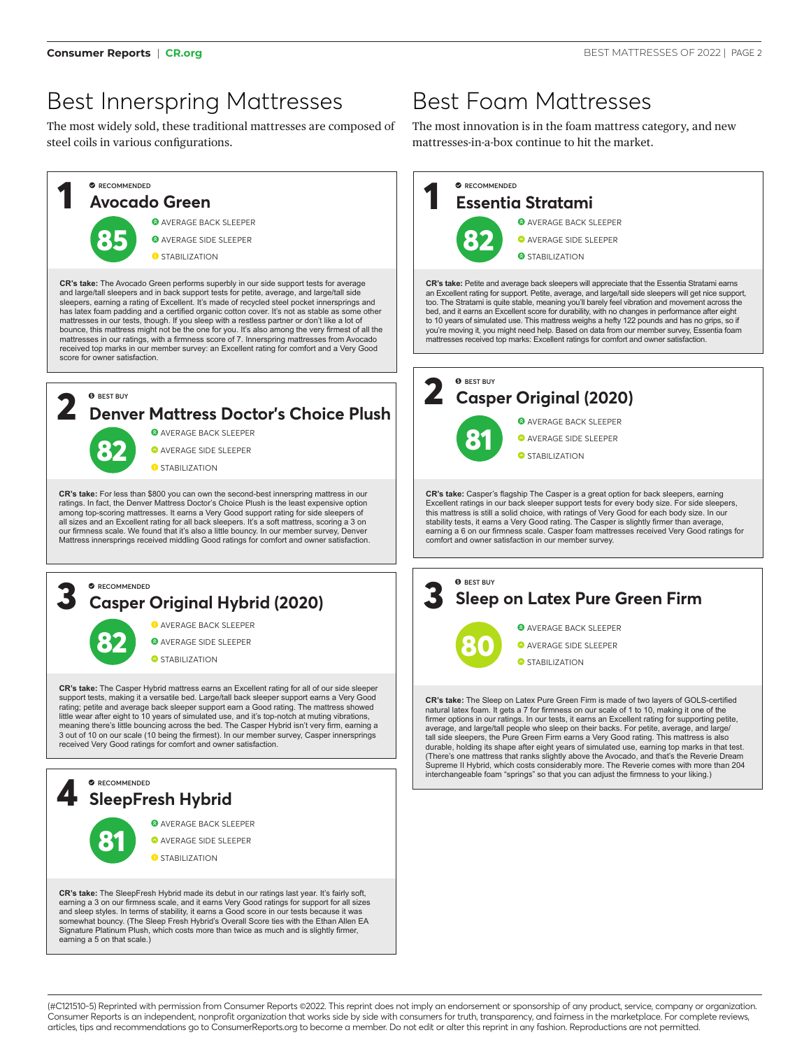# Best Innerspring Mattresses

The most widely sold, these traditional mattresses are composed of steel coils in various configurations.

## 1 Avocado Green

RECOMMENDED

**85**

- AVERAGE BACK SLEEPER
- AVERAGE SIDE SLEEPER
- STABILIZATION

**CR's take:** The Avocado Green performs superbly in our side support tests for average and large/tall sleepers and in back support tests for petite, average, and large/tall side sleepers, earning a rating of Excellent. It's made of recycled steel pocket innersprings and has latex foam padding and a certified organic cotton cover. It's not as stable as some other mattresses in our tests, though. If you sleep with a restless partner or don't like a lot of bounce, this mattress might not be the one for you. It's also among the very firmest of all the mattresses in our ratings, with a firmness score of 7. Innerspring mattresses from Avocado received top marks in our member survey: an Excellent rating for comfort and a Very Good score for owner satisfaction.

## 2 Denver Mattress Doctor's Choice Plush

BEST BUY

**82**

- AVERAGE BACK SLEEPER
- AVERAGE SIDE SLEEPER
- STABILIZATION

**CR's take:** For less than $800 you can own the second-best innerspring mattress in our ratings. In fact, the Denver Mattress Doctor's Choice Plush is the least expensive option among top-scoring mattresses. It earns a Very Good support rating for side sleepers of all sizes and an Excellent rating for all back sleepers. It's a soft mattress, scoring a 3 on our firmness scale. We found that it's also a little bouncy. In our member survey, Denver Mattress innersprings received middling Good ratings for comfort and owner satisfaction.

## 3 Casper Original Hybrid (2020)

RECOMMENDED

**82**

- AVERAGE BACK SLEEPER
- AVERAGE SIDE SLEEPER
- STABILIZATION

**CR's take:** The Casper Hybrid mattress earns an Excellent rating for all of our side sleeper support tests, making it a versatile bed. Large/tall back sleeper support earns a Very Good rating; petite and average back sleeper support earn a Good rating. The mattress showed little wear after eight to 10 years of simulated use, and it's top-notch at muting vibrations, meaning there's little bouncing across the bed. The Casper Hybrid isn't very firm, earning a 3 out of 10 on our scale (10 being the firmest). In our member survey, Casper innersprings received Very Good ratings for comfort and owner satisfaction.

## 4 SleepFresh Hybrid

RECOMMENDED

**81**

- AVERAGE BACK SLEEPER
- AVERAGE SIDE SLEEPER
- STABILIZATION

**CR's take:** The SleepFresh Hybrid made its debut in our ratings last year. It's fairly soft, earning a 3 on our firmness scale, and it earns Very Good ratings for support for all sizes and sleep styles. In terms of stability, it earns a Good score in our tests because it was somewhat bouncy. (The Sleep Fresh Hybrid's Overall Score ties with the Ethan Allen EA Signature Platinum Plush, which costs more than twice as much and is slightly firmer, earning a 5 on that scale.)

# Best Foam Mattresses

The most innovation is in the foam mattress category, and new mattresses-in-a-box continue to hit the market.

## 1 Essentia Stratami

RECOMMENDED

**82**

- AVERAGE BACK SLEEPER
- AVERAGE SIDE SLEEPER
- STABILIZATION

**CR's take:** Petite and average back sleepers will appreciate that the Essentia Stratami earns an Excellent rating for support. Petite, average, and large/tall side sleepers will get nice support, too. The Stratami is quite stable, meaning you'll barely feel vibration and movement across the bed, and it earns an Excellent score for durability, with no changes in performance after eight to 10 years of simulated use. This mattress weighs a hefty 122 pounds and has no grips, so if you're moving it, you might need help. Based on data from our member survey, Essentia foam mattresses received top marks: Excellent ratings for comfort and owner satisfaction.

## 2 Casper Original (2020)

BEST BUY

**81**

- AVERAGE BACK SLEEPER
- AVERAGE SIDE SLEEPER
- STABILIZATION

**CR's take:** Casper's flagship The Casper is a great option for back sleepers, earning Excellent ratings in our back sleeper support tests for every body size. For side sleepers, this mattress is still a solid choice, with ratings of Very Good for each body size. In our stability tests, it earns a Very Good rating. The Casper is slightly firmer than average, earning a 6 on our firmness scale. Casper foam mattresses received Very Good ratings for comfort and owner satisfaction in our member survey.

## 3 Sleep on Latex Pure Green Firm

BEST BUY

**80**

- AVERAGE BACK SLEEPER
- AVERAGE SIDE SLEEPER
- STABILIZATION

**CR's take:** The Sleep on Latex Pure Green Firm is made of two layers of GOLS-certified natural latex foam. It gets a 7 for firmness on our scale of 1 to 10, making it one of the firmer options in our ratings. In our tests, it earns an Excellent rating for supporting petite, average, and large/tall people who sleep on their backs. For petite, average, and large/tall side sleepers, the Pure Green Firm earns a Very Good rating. This mattress is also durable, holding its shape after eight years of simulated use, earning top marks in that test. (There's one mattress that ranks slightly above the Avocado, and that's the Reverie Dream Supreme II Hybrid, which costs considerably more. The Reverie comes with more than 204 interchangeable foam "springs" so that you can adjust the firmness to your liking.)

(#C121510-5) Reprinted with permission from Consumer Reports ©2022. This reprint does not imply an endorsement or sponsorship of any product, service, company or organization. Consumer Reports is an independent, nonprofit organization that works side by side with consumers for truth, transparency, and fairness in the marketplace. For complete reviews, articles, tips and recommendations go to ConsumerReports.org to become a member. Do not edit or alter this reprint in any fashion. Reproductions are not permitted.